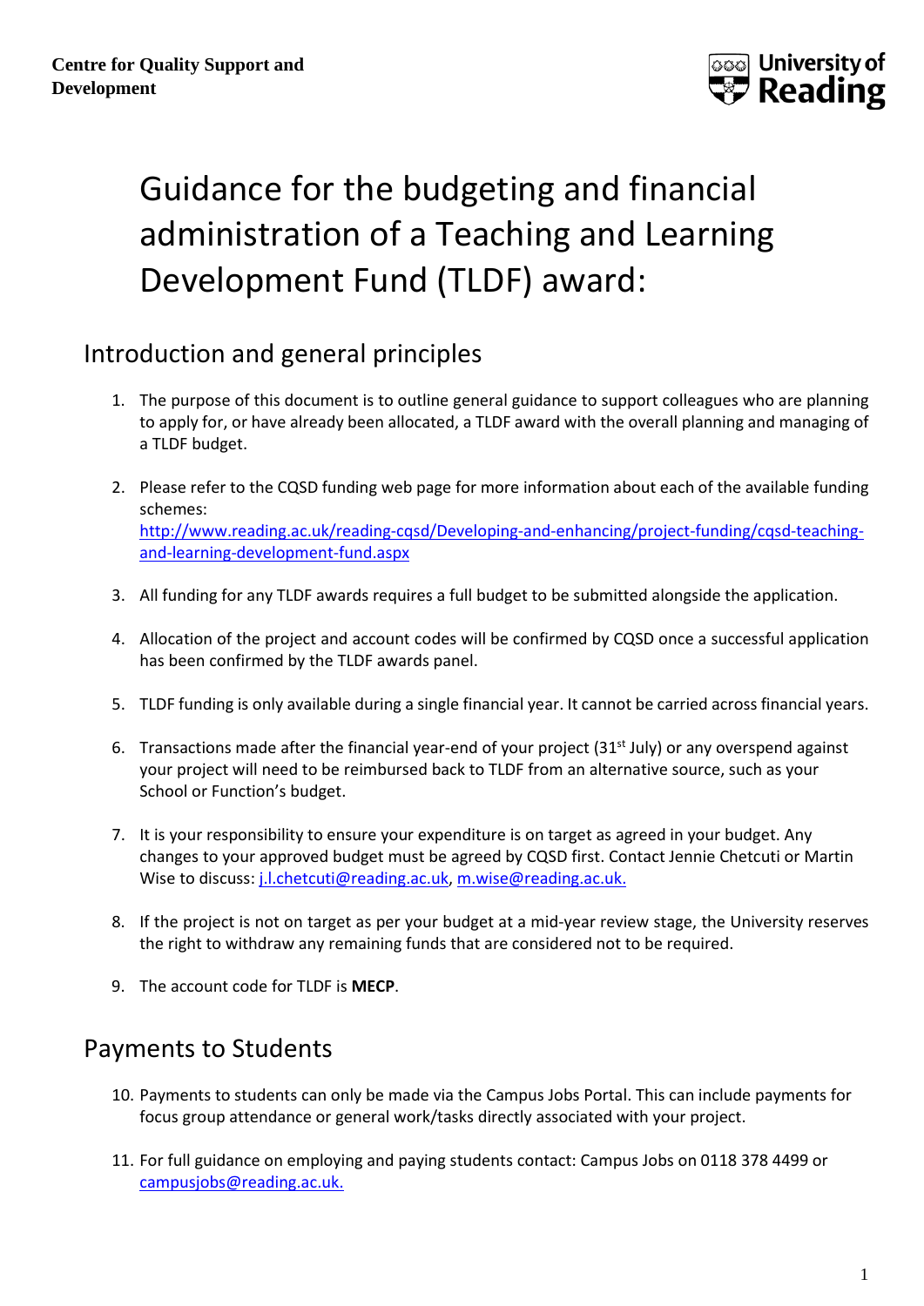**Centre for Quality Support and Development**

University of Reading

# Guidance for the budgeting and financial administration of a Teaching and Learning Development Fund (TLDF) award:

## Introduction and general principles

1. The purpose of this document is to outline general guidance to support colleagues who are planning to apply for, or have already been allocated, a TLDF award with the overall planning and managing of a TLDF budget.

2. Please refer to the CQSD funding web page for more information about each of the available funding schemes: [http://www.reading.ac.uk/reading-cqsd/Developing-and-enhancing/project-funding/cqsd-teaching-and-learning-development-fund.aspx](http://www.reading.ac.uk/reading-cqsd/Developing-and-enhancing/project-funding/cqsd-teaching-and-learning-development-fund.aspx)

3. All funding for any TLDF awards requires a full budget to be submitted alongside the application.

4. Allocation of the project and account codes will be confirmed by CQSD once a successful application has been confirmed by the TLDF awards panel.

5. TLDF funding is only available during a single financial year. It cannot be carried across financial years.

6. Transactions made after the financial year-end of your project (31st July) or any overspend against your project will need to be reimbursed back to TLDF from an alternative source, such as your School or Function's budget.

7. It is your responsibility to ensure your expenditure is on target as agreed in your budget. Any changes to your approved budget must be agreed by CQSD first. Contact Jennie Chetcuti or Martin Wise to discuss: [j.l.chetcuti@reading.ac.uk](mailto:j.l.chetcuti@reading.ac.uk), [m.wise@reading.ac.uk.](mailto:m.wise@reading.ac.uk)

8. If the project is not on target as per your budget at a mid-year review stage, the University reserves the right to withdraw any remaining funds that are considered not to be required.

9. The account code for TLDF is **MECP**.

## Payments to Students

10. Payments to students can only be made via the Campus Jobs Portal. This can include payments for focus group attendance or general work/tasks directly associated with your project.

11. For full guidance on employing and paying students contact: Campus Jobs on 0118 378 4499 or [campusjobs@reading.ac.uk.](mailto:campusjobs@reading.ac.uk)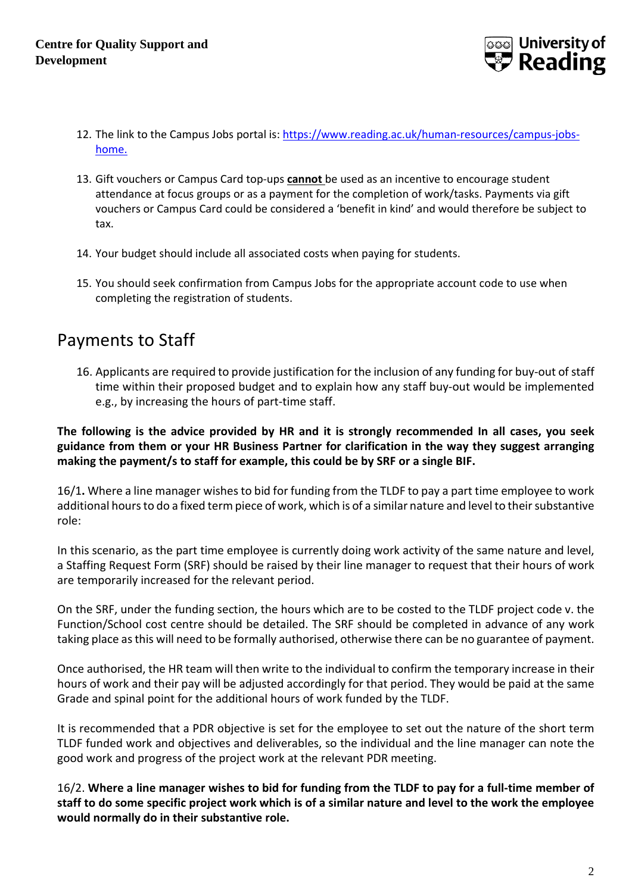12. The link to the Campus Jobs portal is: [https://www.reading.ac.uk/human-resources/campus-jobs-home.](https://www.reading.ac.uk/human-resources/campus-jobs-home)

13. Gift vouchers or Campus Card top-ups **cannot** be used as an incentive to encourage student attendance at focus groups or as a payment for the completion of work/tasks. Payments via gift vouchers or Campus Card could be considered a 'benefit in kind' and would therefore be subject to tax.

14. Your budget should include all associated costs when paying for students.

15. You should seek confirmation from Campus Jobs for the appropriate account code to use when completing the registration of students.

## Payments to Staff

16. Applicants are required to provide justification for the inclusion of any funding for buy-out of staff time within their proposed budget and to explain how any staff buy-out would be implemented e.g., by increasing the hours of part-time staff.

**The following is the advice provided by HR and it is strongly recommended In all cases, you seek guidance from them or your HR Business Partner for clarification in the way they suggest arranging making the payment/s to staff for example, this could be by SRF or a single BIF.**

16/1**.** Where a line manager wishes to bid for funding from the TLDF to pay a part time employee to work additional hours to do a fixed term piece of work, which is of a similar nature and level to their substantive role:

In this scenario, as the part time employee is currently doing work activity of the same nature and level, a Staffing Request Form (SRF) should be raised by their line manager to request that their hours of work are temporarily increased for the relevant period.

On the SRF, under the funding section, the hours which are to be costed to the TLDF project code v. the Function/School cost centre should be detailed. The SRF should be completed in advance of any work taking place as this will need to be formally authorised, otherwise there can be no guarantee of payment.

Once authorised, the HR team will then write to the individual to confirm the temporary increase in their hours of work and their pay will be adjusted accordingly for that period. They would be paid at the same Grade and spinal point for the additional hours of work funded by the TLDF.

It is recommended that a PDR objective is set for the employee to set out the nature of the short term TLDF funded work and objectives and deliverables, so the individual and the line manager can note the good work and progress of the project work at the relevant PDR meeting.

16/2. **Where a line manager wishes to bid for funding from the TLDF to pay for a full-time member of staff to do some specific project work which is of a similar nature and level to the work the employee would normally do in their substantive role.**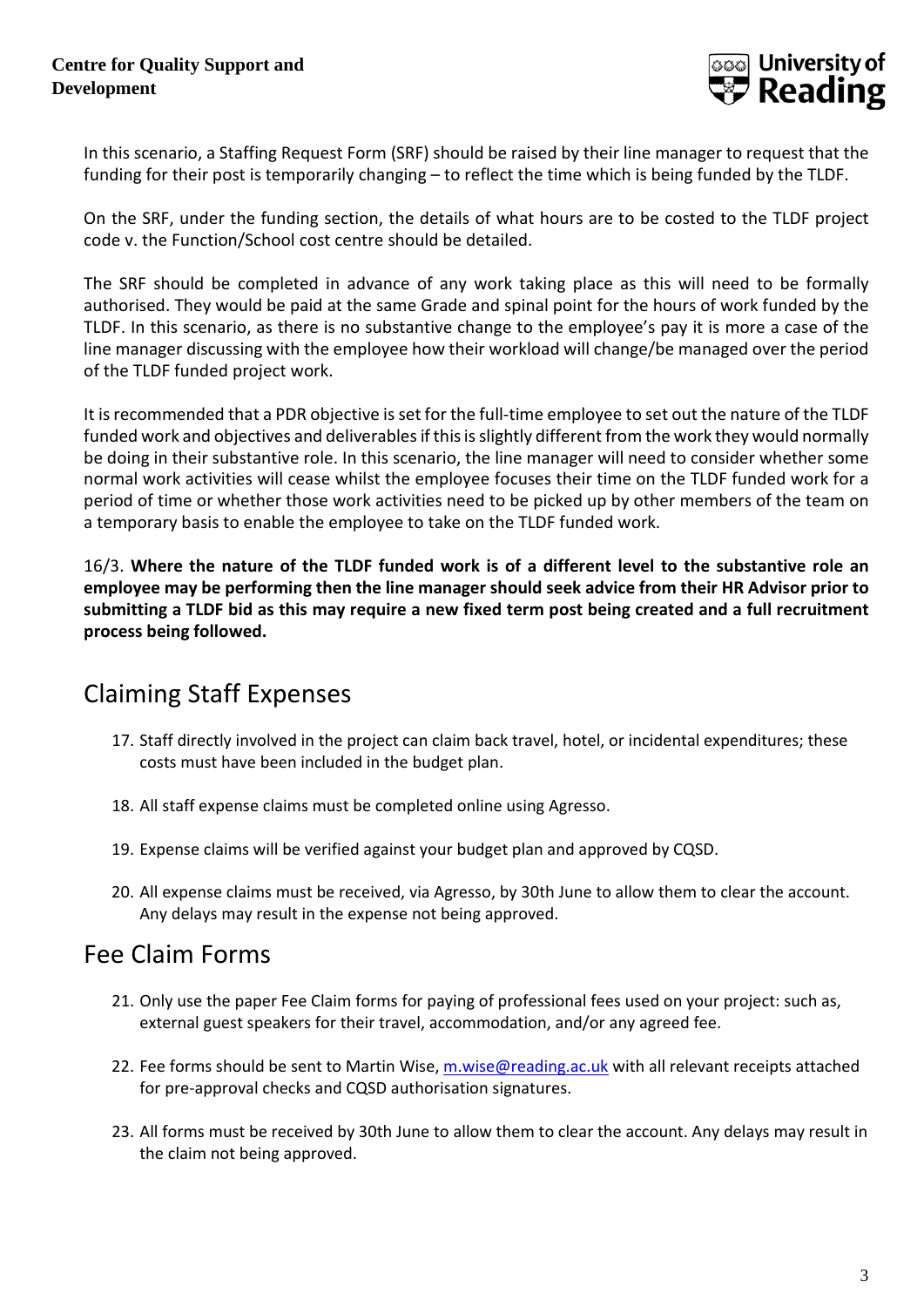In this scenario, a Staffing Request Form (SRF) should be raised by their line manager to request that the funding for their post is temporarily changing – to reflect the time which is being funded by the TLDF.

On the SRF, under the funding section, the details of what hours are to be costed to the TLDF project code v. the Function/School cost centre should be detailed.

The SRF should be completed in advance of any work taking place as this will need to be formally authorised. They would be paid at the same Grade and spinal point for the hours of work funded by the TLDF. In this scenario, as there is no substantive change to the employee's pay it is more a case of the line manager discussing with the employee how their workload will change/be managed over the period of the TLDF funded project work.

It is recommended that a PDR objective is set for the full-time employee to set out the nature of the TLDF funded work and objectives and deliverables if this is slightly different from the work they would normally be doing in their substantive role. In this scenario, the line manager will need to consider whether some normal work activities will cease whilst the employee focuses their time on the TLDF funded work for a period of time or whether those work activities need to be picked up by other members of the team on a temporary basis to enable the employee to take on the TLDF funded work.

16/3. **Where the nature of the TLDF funded work is of a different level to the substantive role an employee may be performing then the line manager should seek advice from their HR Advisor prior to submitting a TLDF bid as this may require a new fixed term post being created and a full recruitment process being followed.**

## Claiming Staff Expenses

17. Staff directly involved in the project can claim back travel, hotel, or incidental expenditures; these costs must have been included in the budget plan.
18. All staff expense claims must be completed online using Agresso.
19. Expense claims will be verified against your budget plan and approved by CQSD.
20. All expense claims must be received, via Agresso, by 30th June to allow them to clear the account. Any delays may result in the expense not being approved.

## Fee Claim Forms

21. Only use the paper Fee Claim forms for paying of professional fees used on your project: such as, external guest speakers for their travel, accommodation, and/or any agreed fee.
22. Fee forms should be sent to Martin Wise, m.wise@reading.ac.uk with all relevant receipts attached for pre-approval checks and CQSD authorisation signatures.
23. All forms must be received by 30th June to allow them to clear the account. Any delays may result in the claim not being approved.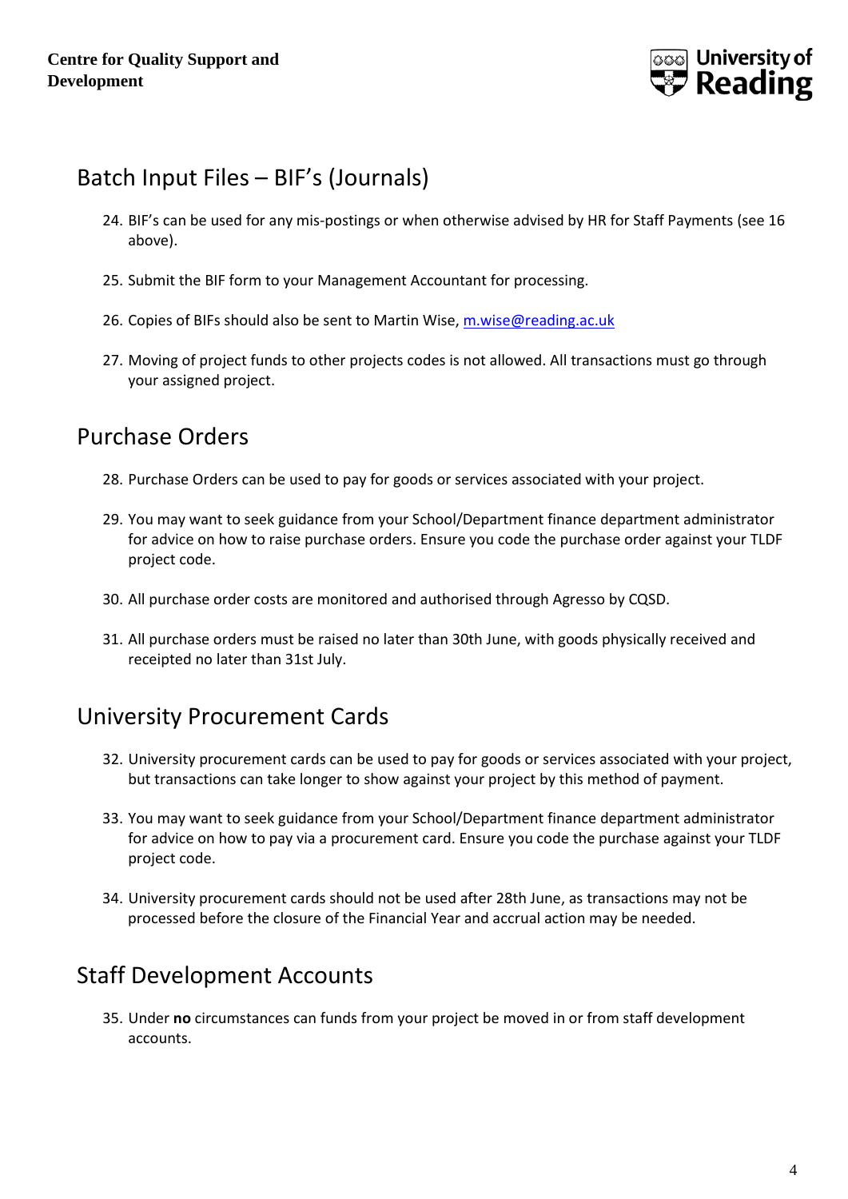## Batch Input Files – BIF's (Journals)

24. BIF's can be used for any mis-postings or when otherwise advised by HR for Staff Payments (see 16 above).

25. Submit the BIF form to your Management Accountant for processing.

26. Copies of BIFs should also be sent to Martin Wise, m.wise@reading.ac.uk

27. Moving of project funds to other projects codes is not allowed. All transactions must go through your assigned project.

## Purchase Orders

28. Purchase Orders can be used to pay for goods or services associated with your project.

29. You may want to seek guidance from your School/Department finance department administrator for advice on how to raise purchase orders. Ensure you code the purchase order against your TLDF project code.

30. All purchase order costs are monitored and authorised through Agresso by CQSD.

31. All purchase orders must be raised no later than 30th June, with goods physically received and receipted no later than 31st July.

## University Procurement Cards

32. University procurement cards can be used to pay for goods or services associated with your project, but transactions can take longer to show against your project by this method of payment.

33. You may want to seek guidance from your School/Department finance department administrator for advice on how to pay via a procurement card. Ensure you code the purchase against your TLDF project code.

34. University procurement cards should not be used after 28th June, as transactions may not be processed before the closure of the Financial Year and accrual action may be needed.

## Staff Development Accounts

35. Under **no** circumstances can funds from your project be moved in or from staff development accounts.